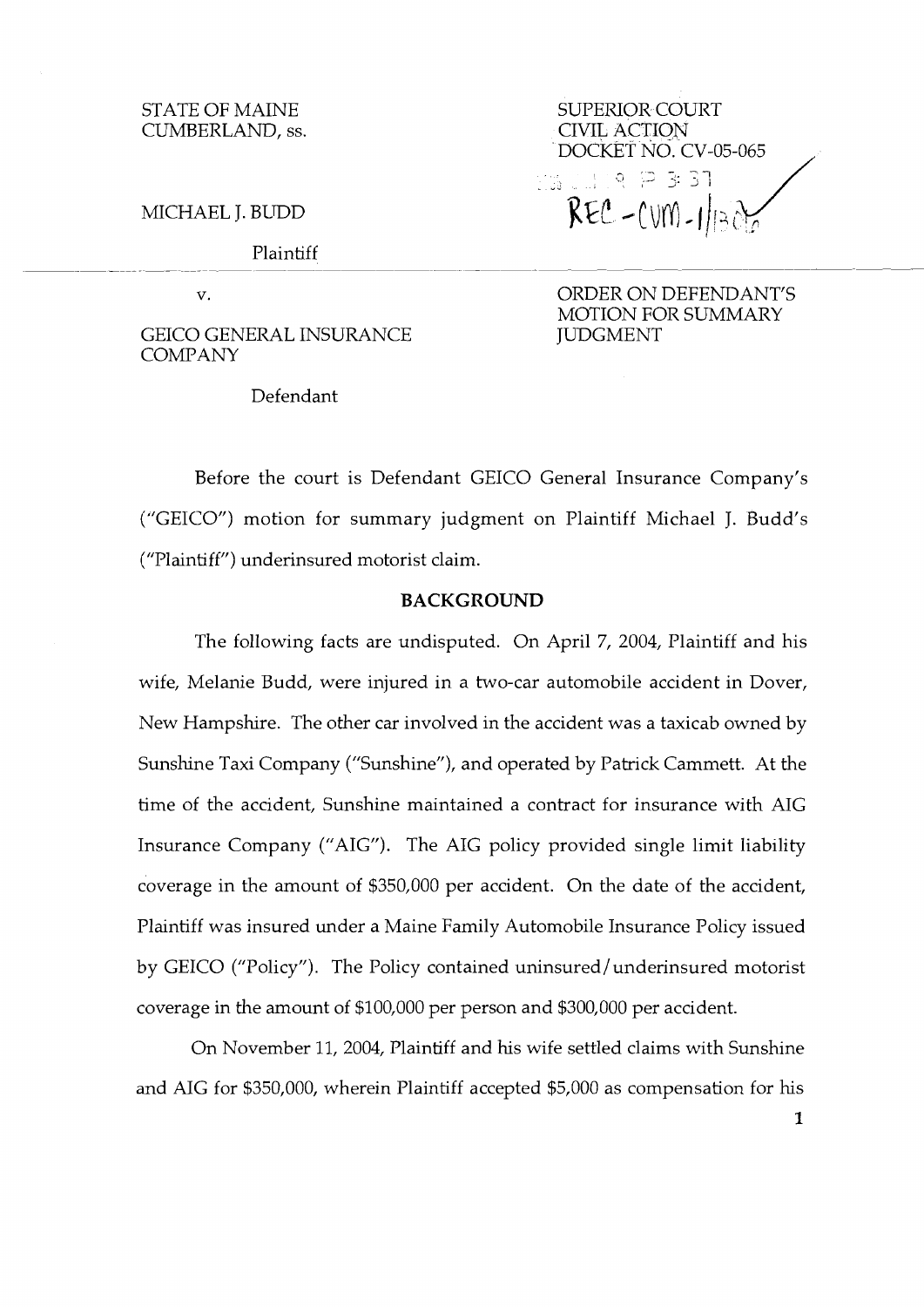STATE OF MAINE
CUMBERLAND, ss.

SUPERIOR COURT
CIVIL ACTION
DOCKET NO. CV-05-065

REC - CUM - 1/13

MICHAEL J. BUDD

Plaintiff

v.

GEICO GENERAL INSURANCE COMPANY

Defendant

ORDER ON DEFENDANT'S MOTION FOR SUMMARY JUDGMENT

Before the court is Defendant GEICO General Insurance Company's ("GEICO") motion for summary judgment on Plaintiff Michael J. Budd's ("Plaintiff") underinsured motorist claim.

## BACKGROUND

The following facts are undisputed. On April 7, 2004, Plaintiff and his wife, Melanie Budd, were injured in a two-car automobile accident in Dover, New Hampshire. The other car involved in the accident was a taxicab owned by Sunshine Taxi Company ("Sunshine"), and operated by Patrick Cammett. At the time of the accident, Sunshine maintained a contract for insurance with AIG Insurance Company ("AIG"). The AIG policy provided single limit liability coverage in the amount of \$350,000 per accident. On the date of the accident, Plaintiff was insured under a Maine Family Automobile Insurance Policy issued by GEICO ("Policy"). The Policy contained uninsured/underinsured motorist coverage in the amount of \$100,000 per person and \$300,000 per accident.

On November 11, 2004, Plaintiff and his wife settled claims with Sunshine and AIG for \$350,000, wherein Plaintiff accepted \$5,000 as compensation for his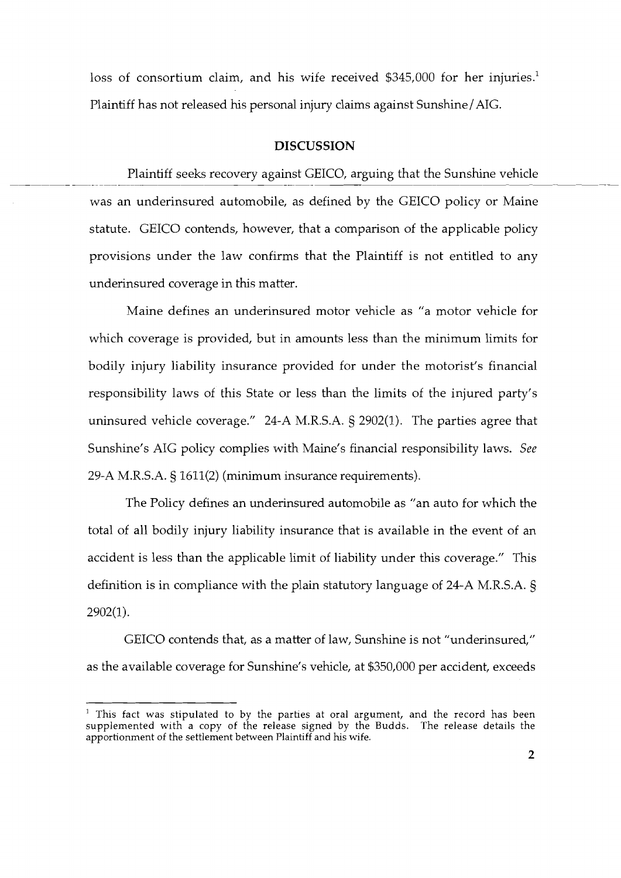loss of consortium claim, and his wife received $345,000 for her injuries.[1] Plaintiff has not released his personal injury claims against Sunshine/AIG.

## DISCUSSION

Plaintiff seeks recovery against GEICO, arguing that the Sunshine vehicle was an underinsured automobile, as defined by the GEICO policy or Maine statute. GEICO contends, however, that a comparison of the applicable policy provisions under the law confirms that the Plaintiff is not entitled to any underinsured coverage in this matter.

Maine defines an underinsured motor vehicle as "a motor vehicle for which coverage is provided, but in amounts less than the minimum limits for bodily injury liability insurance provided for under the motorist's financial responsibility laws of this State or less than the limits of the injured party's uninsured vehicle coverage." 24-A M.R.S.A. § 2902(1). The parties agree that Sunshine's AIG policy complies with Maine's financial responsibility laws. *See* 29-A M.R.S.A. § 1611(2) (minimum insurance requirements).

The Policy defines an underinsured automobile as "an auto for which the total of all bodily injury liability insurance that is available in the event of an accident is less than the applicable limit of liability under this coverage." This definition is in compliance with the plain statutory language of 24-A M.R.S.A. § 2902(1).

GEICO contends that, as a matter of law, Sunshine is not "underinsured," as the available coverage for Sunshine's vehicle, at $350,000 per accident, exceeds

[1] This fact was stipulated to by the parties at oral argument, and the record has been supplemented with a copy of the release signed by the Budds. The release details the apportionment of the settlement between Plaintiff and his wife.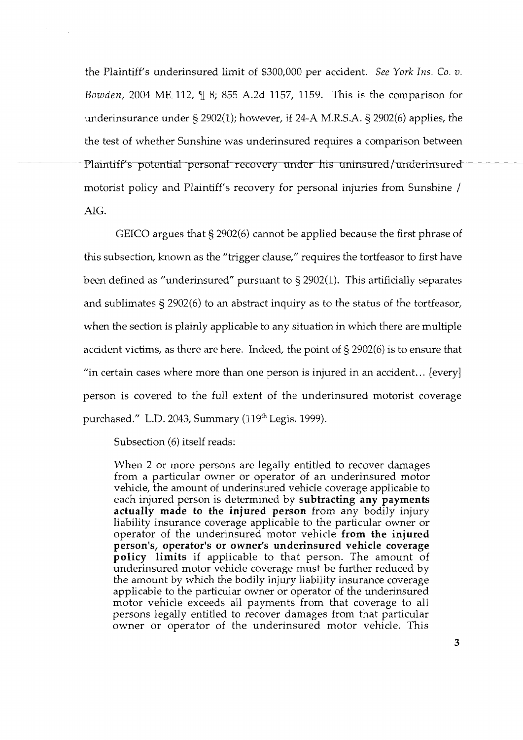the Plaintiff's underinsured limit of $300,000 per accident. *See York Ins. Co. v. Bowden*, 2004 ME 112, ¶ 8; 855 A.2d 1157, 1159. This is the comparison for underinsurance under § 2902(1); however, if 24-A M.R.S.A. § 2902(6) applies, the the test of whether Sunshine was underinsured requires a comparison between Plaintiff's potential personal recovery under his uninsured/underinsured motorist policy and Plaintiff's recovery for personal injuries from Sunshine / AIG.

GEICO argues that § 2902(6) cannot be applied because the first phrase of this subsection, known as the "trigger clause," requires the tortfeasor to first have been defined as "underinsured" pursuant to § 2902(1). This artificially separates and sublimates § 2902(6) to an abstract inquiry as to the status of the tortfeasor, when the section is plainly applicable to any situation in which there are multiple accident victims, as there are here. Indeed, the point of § 2902(6) is to ensure that "in certain cases where more than one person is injured in an accident... [every] person is covered to the full extent of the underinsured motorist coverage purchased." L.D. 2043, Summary (119th Legis. 1999).

Subsection (6) itself reads:

> When 2 or more persons are legally entitled to recover damages from a particular owner or operator of an underinsured motor vehicle, the amount of underinsured vehicle coverage applicable to each injured person is determined by **subtracting any payments actually made to the injured person** from any bodily injury liability insurance coverage applicable to the particular owner or operator of the underinsured motor vehicle **from the injured person's, operator's or owner's underinsured vehicle coverage policy limits** if applicable to that person. The amount of underinsured motor vehicle coverage must be further reduced by the amount by which the bodily injury liability insurance coverage applicable to the particular owner or operator of the underinsured motor vehicle exceeds all payments from that coverage to all persons legally entitled to recover damages from that particular owner or operator of the underinsured motor vehicle. This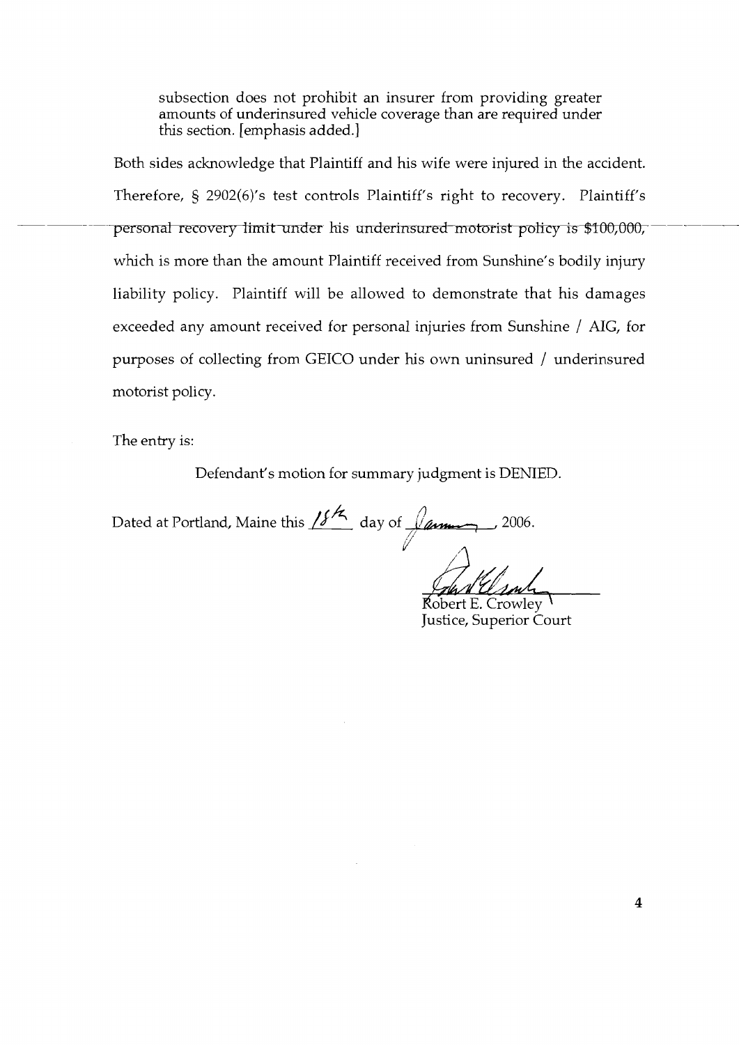subsection does not prohibit an insurer from providing greater amounts of underinsured vehicle coverage than are required under this section. [emphasis added.]

Both sides acknowledge that Plaintiff and his wife were injured in the accident. Therefore, § 2902(6)'s test controls Plaintiff's right to recovery. Plaintiff's personal recovery limit under his underinsured motorist policy is $100,000, which is more than the amount Plaintiff received from Sunshine's bodily injury liability policy. Plaintiff will be allowed to demonstrate that his damages exceeded any amount received for personal injuries from Sunshine / AIG, for purposes of collecting from GEICO under his own uninsured / underinsured motorist policy.

The entry is:

Defendant's motion for summary judgment is DENIED.

Dated at Portland, Maine this 18th day of January, 2006.

Robert E. Crowley
Justice, Superior Court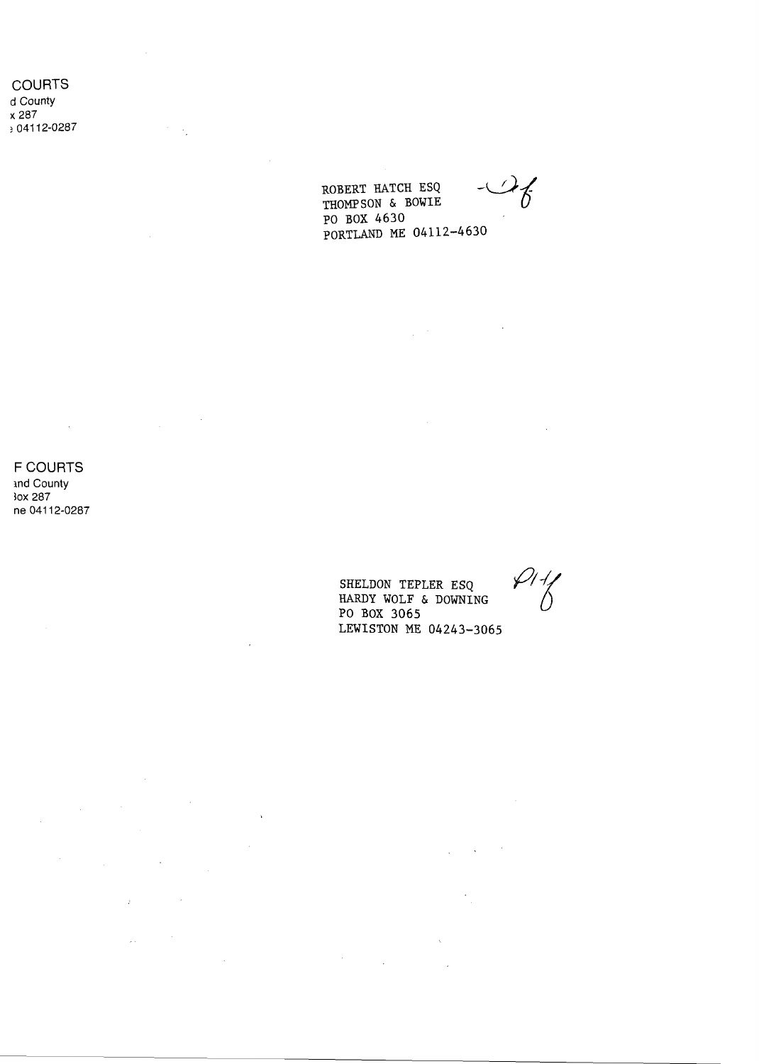COURTS
d County
x 287
ɜ 04112-0287

ROBERT HATCH ESQ
THOMPSON & BOWIE
PO BOX 4630
PORTLAND ME 04112-4630

-Df

F COURTS
ınd County
3ox 287
ne 04112-0287

SHELDON TEPLER ESQ
HARDY WOLF & DOWNING
PO BOX 3065
LEWISTON ME 04243-3065

Pl-f